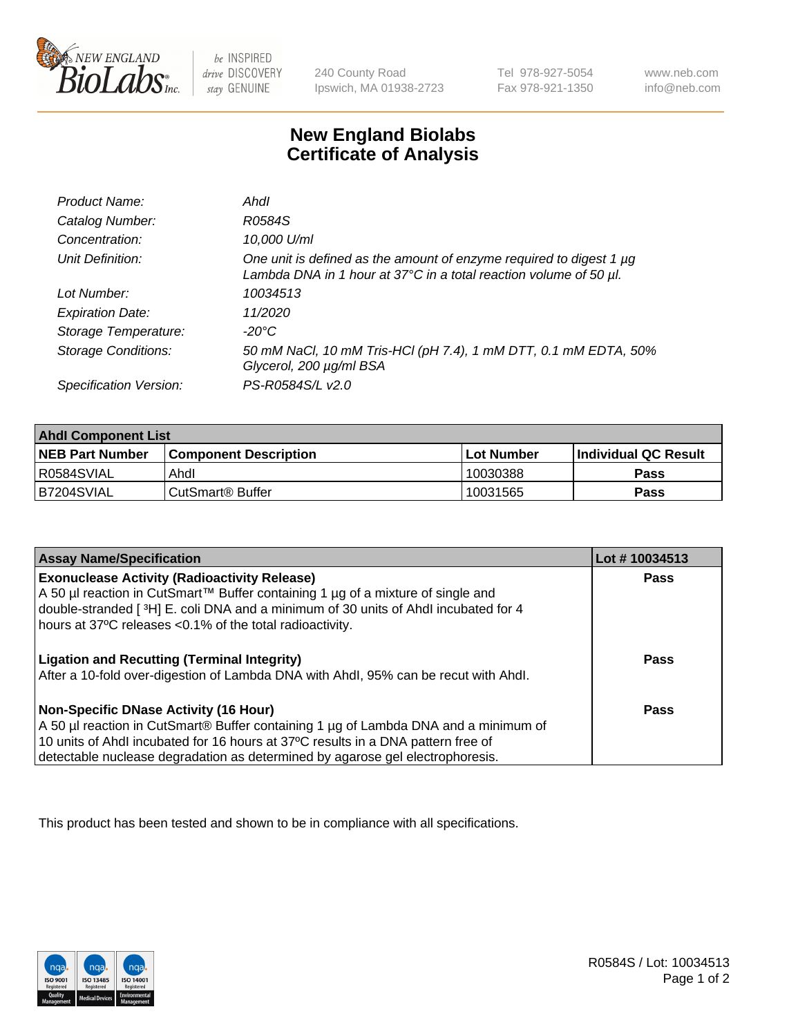New England BioLabs Inc. — be INSPIRED drive DISCOVERY stay GENUINE

240 County Road
Ipswich, MA 01938-2723

Tel 978-927-5054
Fax 978-921-1350

www.neb.com
info@neb.com

# New England Biolabs
# Certificate of Analysis

| | |
|---|---|
| *Product Name:* | *AhdI* |
| *Catalog Number:* | *R0584S* |
| *Concentration:* | *10,000 U/ml* |
| *Unit Definition:* | *One unit is defined as the amount of enzyme required to digest 1 µg Lambda DNA in 1 hour at 37°C in a total reaction volume of 50 µl.* |
| *Lot Number:* | *10034513* |
| *Expiration Date:* | *11/2020* |
| *Storage Temperature:* | *-20°C* |
| *Storage Conditions:* | *50 mM NaCl, 10 mM Tris-HCl (pH 7.4), 1 mM DTT, 0.1 mM EDTA, 50% Glycerol, 200 µg/ml BSA* |
| *Specification Version:* | *PS-R0584S/L v2.0* |

| **AhdI Component List** | | | |
|---|---|---|---|
| **NEB Part Number** | **Component Description** | **Lot Number** | **Individual QC Result** |
| R0584SVIAL | AhdI | 10030388 | **Pass** |
| B7204SVIAL | CutSmart® Buffer | 10031565 | **Pass** |

| **Assay Name/Specification** | **Lot # 10034513** |
|---|---|
| **Exonuclease Activity (Radioactivity Release)** A 50 µl reaction in CutSmart™ Buffer containing 1 µg of a mixture of single and double-stranded [ $^3$H] E. coli DNA and a minimum of 30 units of AhdI incubated for 4 hours at 37ºC releases <0.1% of the total radioactivity. | **Pass** |
| **Ligation and Recutting (Terminal Integrity)** After a 10-fold over-digestion of Lambda DNA with AhdI, 95% can be recut with AhdI. | **Pass** |
| **Non-Specific DNase Activity (16 Hour)** A 50 µl reaction in CutSmart® Buffer containing 1 µg of Lambda DNA and a minimum of 10 units of AhdI incubated for 16 hours at 37ºC results in a DNA pattern free of detectable nuclease degradation as determined by agarose gel electrophoresis. | **Pass** |

This product has been tested and shown to be in compliance with all specifications.

R0584S / Lot: 10034513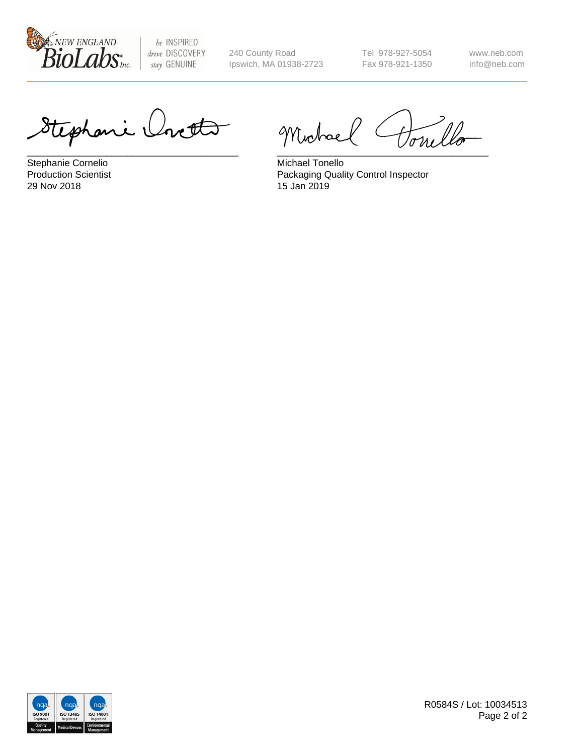Stephanie Cornelio
Production Scientist
29 Nov 2018

Michael Tonello
Packaging Quality Control Inspector
15 Jan 2019

R0584S / Lot: 10034513